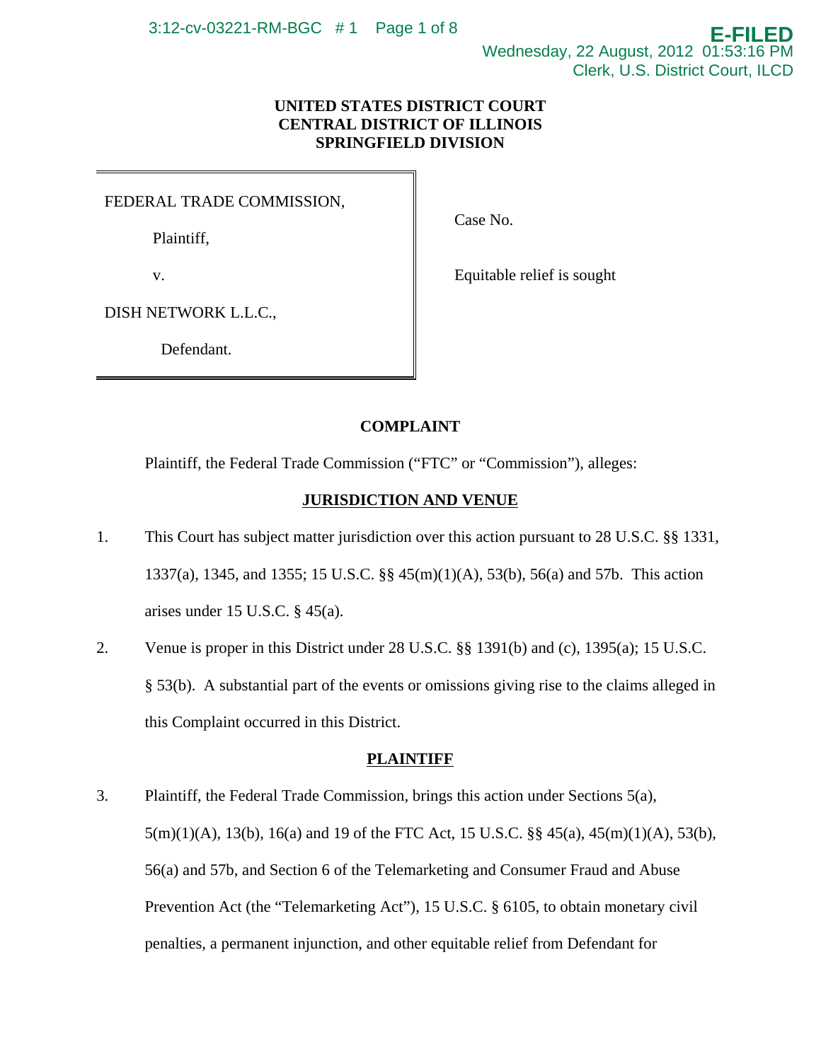UNITED STATES DISTRICT COURT
CENTRAL DISTRICT OF ILLINOIS
SPRINGFIELD DIVISION

| | |
|---|---|
| FEDERAL TRADE COMMISSION,<br><br>Plaintiff,<br><br>v.<br><br>DISH NETWORK L.L.C.,<br><br>Defendant. | Case No.<br><br>Equitable relief is sought |

## COMPLAINT

Plaintiff, the Federal Trade Commission ("FTC" or "Commission"), alleges:

### JURISDICTION AND VENUE

1. This Court has subject matter jurisdiction over this action pursuant to 28 U.S.C. §§ 1331, 1337(a), 1345, and 1355; 15 U.S.C. §§ 45(m)(1)(A), 53(b), 56(a) and 57b. This action arises under 15 U.S.C. § 45(a).

2. Venue is proper in this District under 28 U.S.C. §§ 1391(b) and (c), 1395(a); 15 U.S.C. § 53(b). A substantial part of the events or omissions giving rise to the claims alleged in this Complaint occurred in this District.

### PLAINTIFF

3. Plaintiff, the Federal Trade Commission, brings this action under Sections 5(a), 5(m)(1)(A), 13(b), 16(a) and 19 of the FTC Act, 15 U.S.C. §§ 45(a), 45(m)(1)(A), 53(b), 56(a) and 57b, and Section 6 of the Telemarketing and Consumer Fraud and Abuse Prevention Act (the "Telemarketing Act"), 15 U.S.C. § 6105, to obtain monetary civil penalties, a permanent injunction, and other equitable relief from Defendant for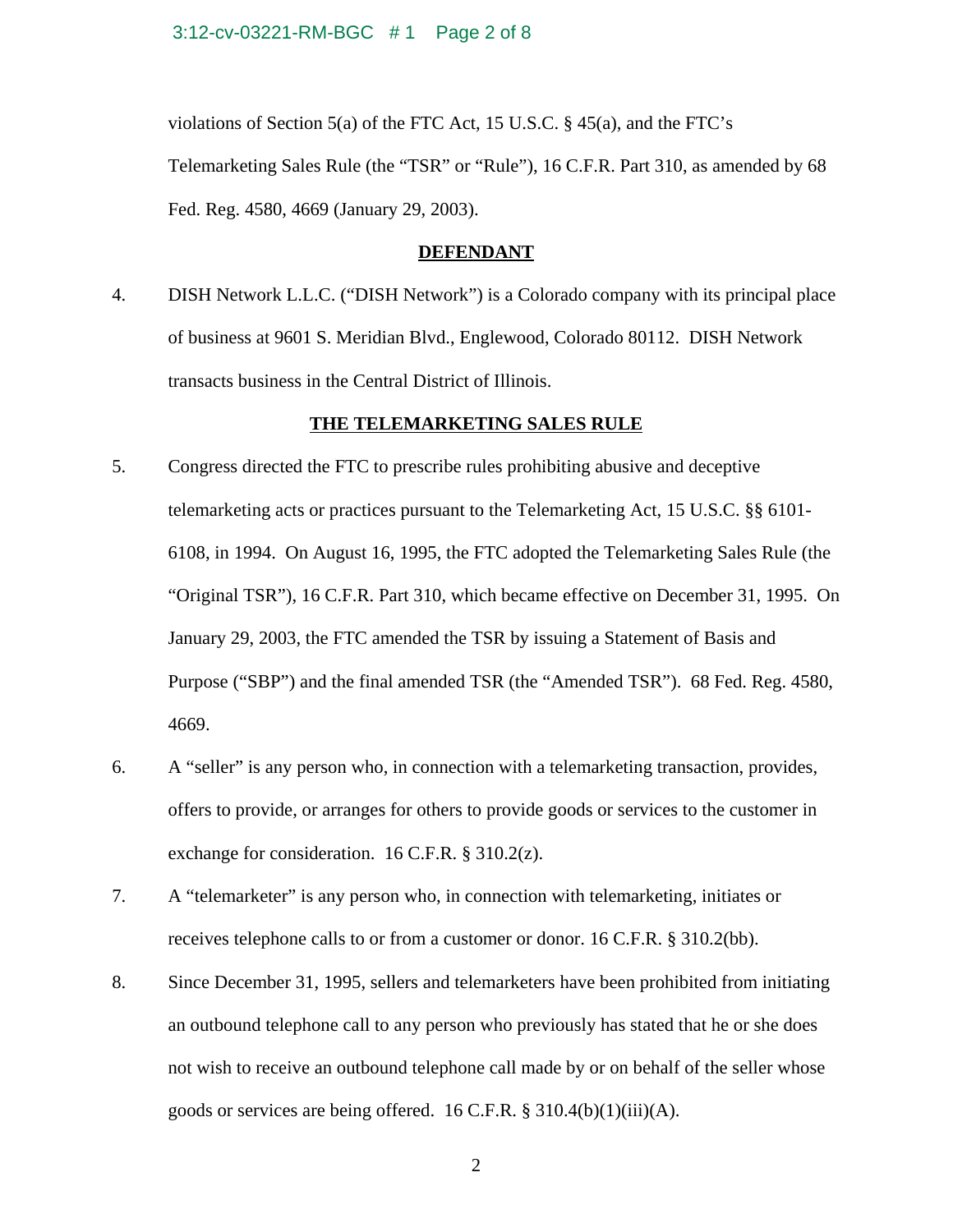violations of Section 5(a) of the FTC Act, 15 U.S.C. § 45(a), and the FTC's Telemarketing Sales Rule (the "TSR" or "Rule"), 16 C.F.R. Part 310, as amended by 68 Fed. Reg. 4580, 4669 (January 29, 2003).

## DEFENDANT

4. DISH Network L.L.C. ("DISH Network") is a Colorado company with its principal place of business at 9601 S. Meridian Blvd., Englewood, Colorado 80112. DISH Network transacts business in the Central District of Illinois.

## THE TELEMARKETING SALES RULE

5. Congress directed the FTC to prescribe rules prohibiting abusive and deceptive telemarketing acts or practices pursuant to the Telemarketing Act, 15 U.S.C. §§ 6101-6108, in 1994. On August 16, 1995, the FTC adopted the Telemarketing Sales Rule (the "Original TSR"), 16 C.F.R. Part 310, which became effective on December 31, 1995. On January 29, 2003, the FTC amended the TSR by issuing a Statement of Basis and Purpose ("SBP") and the final amended TSR (the "Amended TSR"). 68 Fed. Reg. 4580, 4669.

6. A "seller" is any person who, in connection with a telemarketing transaction, provides, offers to provide, or arranges for others to provide goods or services to the customer in exchange for consideration. 16 C.F.R. § 310.2(z).

7. A "telemarketer" is any person who, in connection with telemarketing, initiates or receives telephone calls to or from a customer or donor. 16 C.F.R. § 310.2(bb).

8. Since December 31, 1995, sellers and telemarketers have been prohibited from initiating an outbound telephone call to any person who previously has stated that he or she does not wish to receive an outbound telephone call made by or on behalf of the seller whose goods or services are being offered. 16 C.F.R. § 310.4(b)(1)(iii)(A).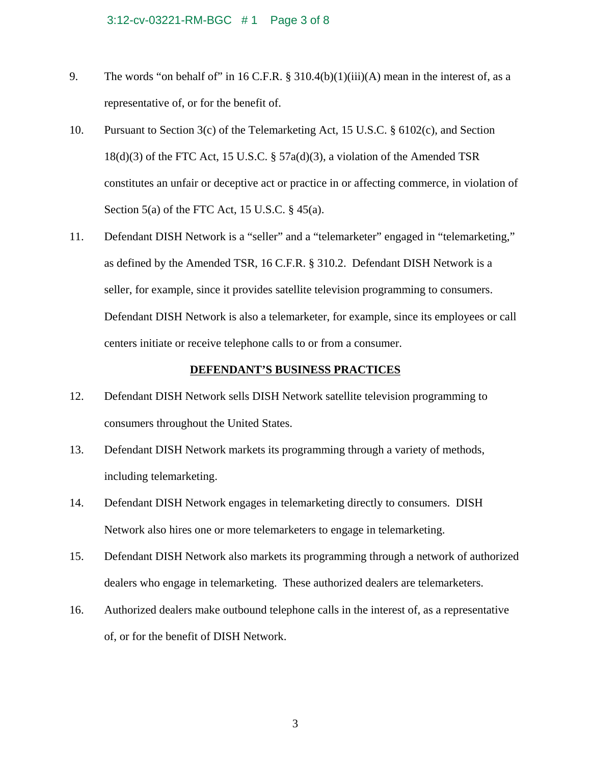9. The words "on behalf of" in 16 C.F.R. § 310.4(b)(1)(iii)(A) mean in the interest of, as a representative of, or for the benefit of.

10. Pursuant to Section 3(c) of the Telemarketing Act, 15 U.S.C. § 6102(c), and Section 18(d)(3) of the FTC Act, 15 U.S.C. § 57a(d)(3), a violation of the Amended TSR constitutes an unfair or deceptive act or practice in or affecting commerce, in violation of Section 5(a) of the FTC Act, 15 U.S.C. § 45(a).

11. Defendant DISH Network is a "seller" and a "telemarketer" engaged in "telemarketing," as defined by the Amended TSR, 16 C.F.R. § 310.2. Defendant DISH Network is a seller, for example, since it provides satellite television programming to consumers. Defendant DISH Network is also a telemarketer, for example, since its employees or call centers initiate or receive telephone calls to or from a consumer.

## DEFENDANT'S BUSINESS PRACTICES

12. Defendant DISH Network sells DISH Network satellite television programming to consumers throughout the United States.

13. Defendant DISH Network markets its programming through a variety of methods, including telemarketing.

14. Defendant DISH Network engages in telemarketing directly to consumers. DISH Network also hires one or more telemarketers to engage in telemarketing.

15. Defendant DISH Network also markets its programming through a network of authorized dealers who engage in telemarketing. These authorized dealers are telemarketers.

16. Authorized dealers make outbound telephone calls in the interest of, as a representative of, or for the benefit of DISH Network.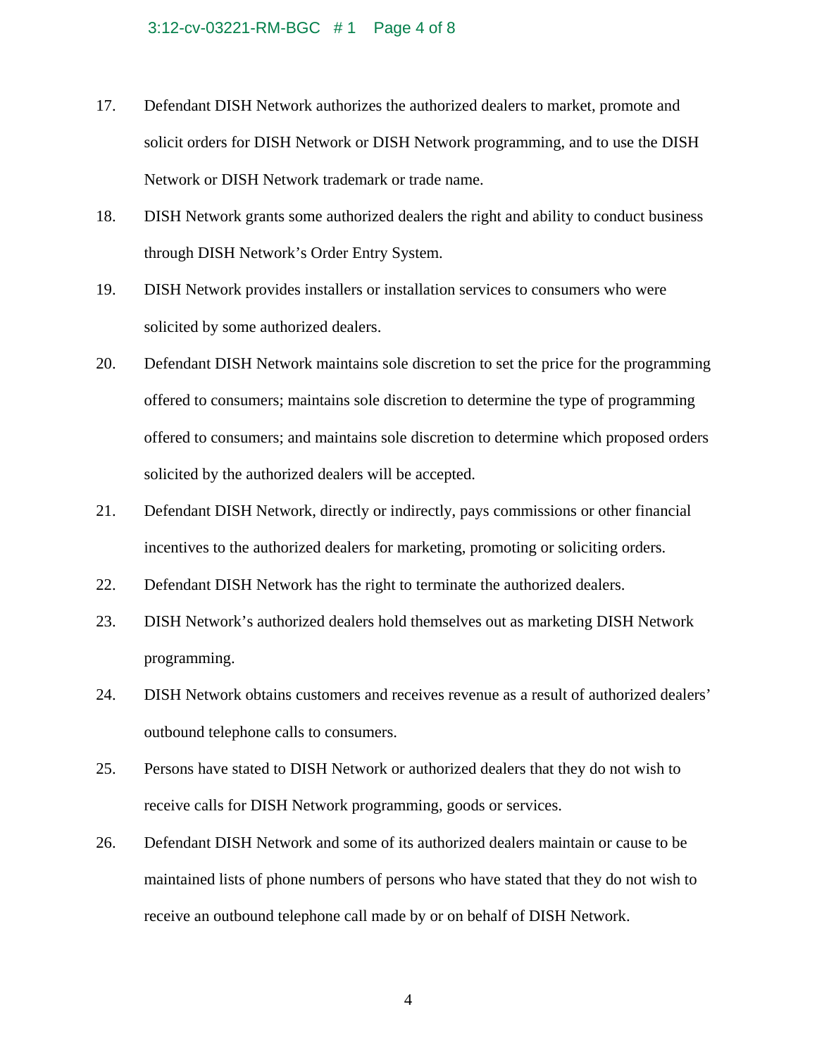17. Defendant DISH Network authorizes the authorized dealers to market, promote and solicit orders for DISH Network or DISH Network programming, and to use the DISH Network or DISH Network trademark or trade name.

18. DISH Network grants some authorized dealers the right and ability to conduct business through DISH Network's Order Entry System.

19. DISH Network provides installers or installation services to consumers who were solicited by some authorized dealers.

20. Defendant DISH Network maintains sole discretion to set the price for the programming offered to consumers; maintains sole discretion to determine the type of programming offered to consumers; and maintains sole discretion to determine which proposed orders solicited by the authorized dealers will be accepted.

21. Defendant DISH Network, directly or indirectly, pays commissions or other financial incentives to the authorized dealers for marketing, promoting or soliciting orders.

22. Defendant DISH Network has the right to terminate the authorized dealers.

23. DISH Network's authorized dealers hold themselves out as marketing DISH Network programming.

24. DISH Network obtains customers and receives revenue as a result of authorized dealers' outbound telephone calls to consumers.

25. Persons have stated to DISH Network or authorized dealers that they do not wish to receive calls for DISH Network programming, goods or services.

26. Defendant DISH Network and some of its authorized dealers maintain or cause to be maintained lists of phone numbers of persons who have stated that they do not wish to receive an outbound telephone call made by or on behalf of DISH Network.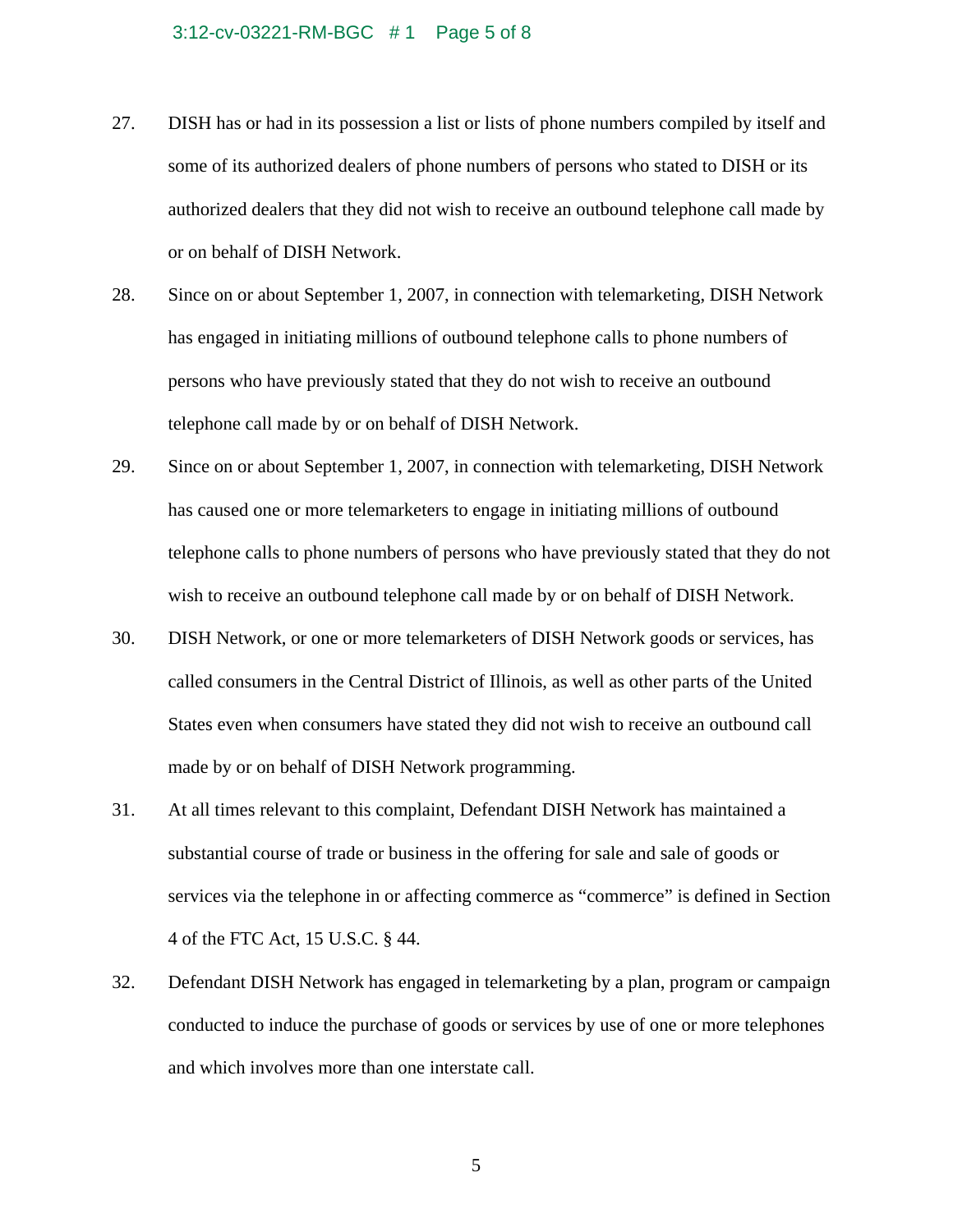27. DISH has or had in its possession a list or lists of phone numbers compiled by itself and some of its authorized dealers of phone numbers of persons who stated to DISH or its authorized dealers that they did not wish to receive an outbound telephone call made by or on behalf of DISH Network.

28. Since on or about September 1, 2007, in connection with telemarketing, DISH Network has engaged in initiating millions of outbound telephone calls to phone numbers of persons who have previously stated that they do not wish to receive an outbound telephone call made by or on behalf of DISH Network.

29. Since on or about September 1, 2007, in connection with telemarketing, DISH Network has caused one or more telemarketers to engage in initiating millions of outbound telephone calls to phone numbers of persons who have previously stated that they do not wish to receive an outbound telephone call made by or on behalf of DISH Network.

30. DISH Network, or one or more telemarketers of DISH Network goods or services, has called consumers in the Central District of Illinois, as well as other parts of the United States even when consumers have stated they did not wish to receive an outbound call made by or on behalf of DISH Network programming.

31. At all times relevant to this complaint, Defendant DISH Network has maintained a substantial course of trade or business in the offering for sale and sale of goods or services via the telephone in or affecting commerce as "commerce" is defined in Section 4 of the FTC Act, 15 U.S.C. § 44.

32. Defendant DISH Network has engaged in telemarketing by a plan, program or campaign conducted to induce the purchase of goods or services by use of one or more telephones and which involves more than one interstate call.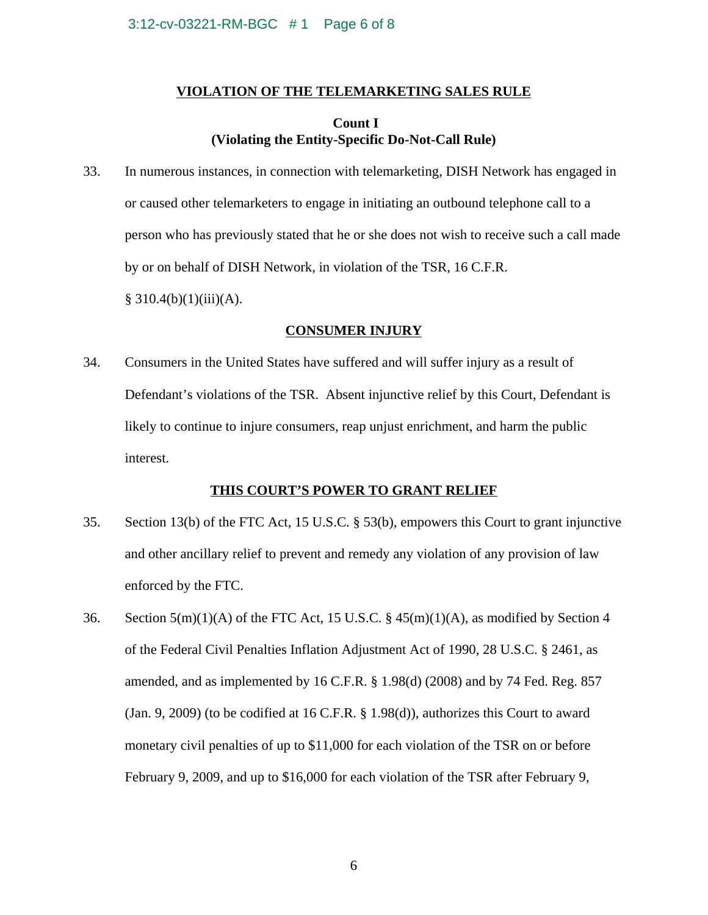## VIOLATION OF THE TELEMARKETING SALES RULE

### Count I
### (Violating the Entity-Specific Do-Not-Call Rule)

33. In numerous instances, in connection with telemarketing, DISH Network has engaged in or caused other telemarketers to engage in initiating an outbound telephone call to a person who has previously stated that he or she does not wish to receive such a call made by or on behalf of DISH Network, in violation of the TSR, 16 C.F.R. § 310.4(b)(1)(iii)(A).

## CONSUMER INJURY

34. Consumers in the United States have suffered and will suffer injury as a result of Defendant's violations of the TSR. Absent injunctive relief by this Court, Defendant is likely to continue to injure consumers, reap unjust enrichment, and harm the public interest.

## THIS COURT'S POWER TO GRANT RELIEF

35. Section 13(b) of the FTC Act, 15 U.S.C. § 53(b), empowers this Court to grant injunctive and other ancillary relief to prevent and remedy any violation of any provision of law enforced by the FTC.

36. Section 5(m)(1)(A) of the FTC Act, 15 U.S.C. § 45(m)(1)(A), as modified by Section 4 of the Federal Civil Penalties Inflation Adjustment Act of 1990, 28 U.S.C. § 2461, as amended, and as implemented by 16 C.F.R. § 1.98(d) (2008) and by 74 Fed. Reg. 857 (Jan. 9, 2009) (to be codified at 16 C.F.R. § 1.98(d)), authorizes this Court to award monetary civil penalties of up to $11,000 for each violation of the TSR on or before February 9, 2009, and up to $16,000 for each violation of the TSR after February 9,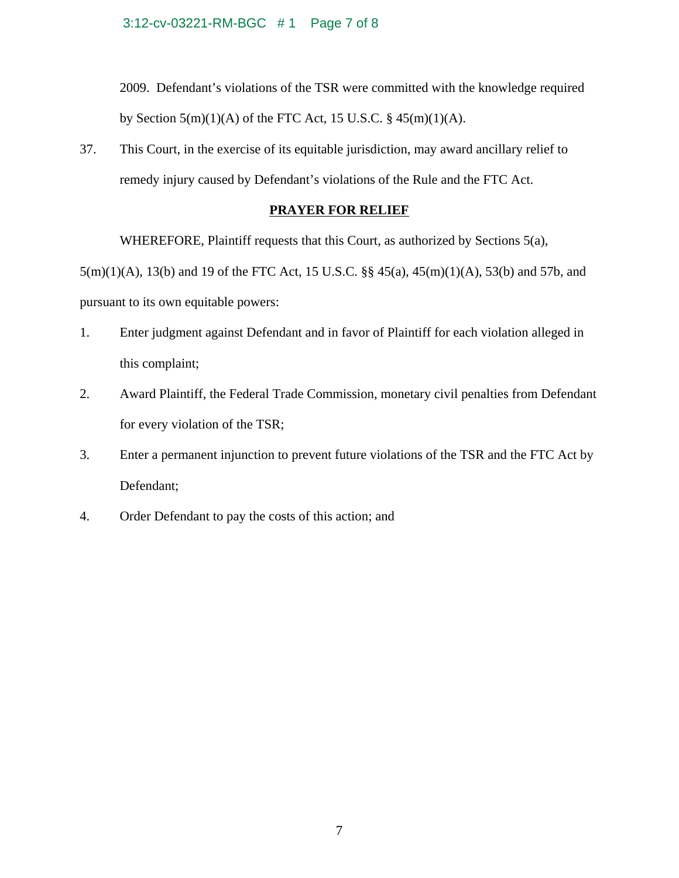2009. Defendant's violations of the TSR were committed with the knowledge required by Section 5(m)(1)(A) of the FTC Act, 15 U.S.C. § 45(m)(1)(A).

37. This Court, in the exercise of its equitable jurisdiction, may award ancillary relief to remedy injury caused by Defendant's violations of the Rule and the FTC Act.

## **PRAYER FOR RELIEF**

WHEREFORE, Plaintiff requests that this Court, as authorized by Sections 5(a), 5(m)(1)(A), 13(b) and 19 of the FTC Act, 15 U.S.C. §§ 45(a), 45(m)(1)(A), 53(b) and 57b, and pursuant to its own equitable powers:

1. Enter judgment against Defendant and in favor of Plaintiff for each violation alleged in this complaint;

2. Award Plaintiff, the Federal Trade Commission, monetary civil penalties from Defendant for every violation of the TSR;

3. Enter a permanent injunction to prevent future violations of the TSR and the FTC Act by Defendant;

4. Order Defendant to pay the costs of this action; and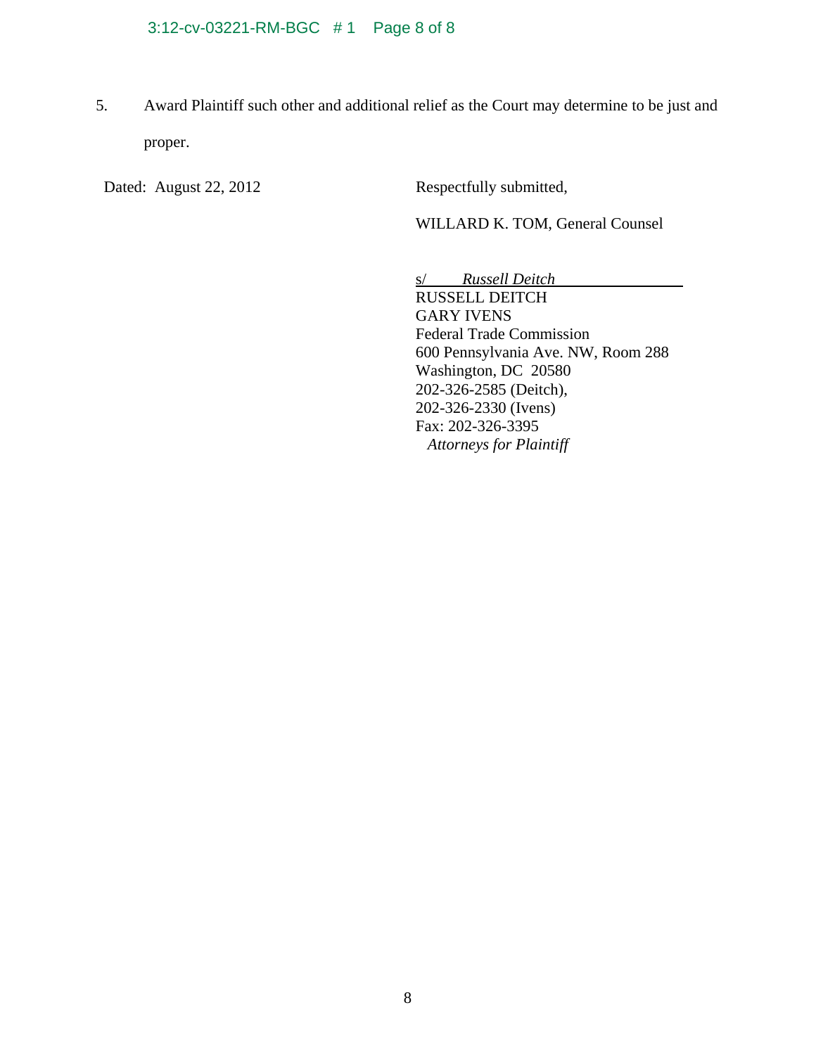5. Award Plaintiff such other and additional relief as the Court may determine to be just and proper.

Dated: August 22, 2012

Respectfully submitted,

WILLARD K. TOM, General Counsel

s/ *Russell Deitch*
RUSSELL DEITCH
GARY IVENS
Federal Trade Commission
600 Pennsylvania Ave. NW, Room 288
Washington, DC 20580
202-326-2585 (Deitch),
202-326-2330 (Ivens)
Fax: 202-326-3395
*Attorneys for Plaintiff*